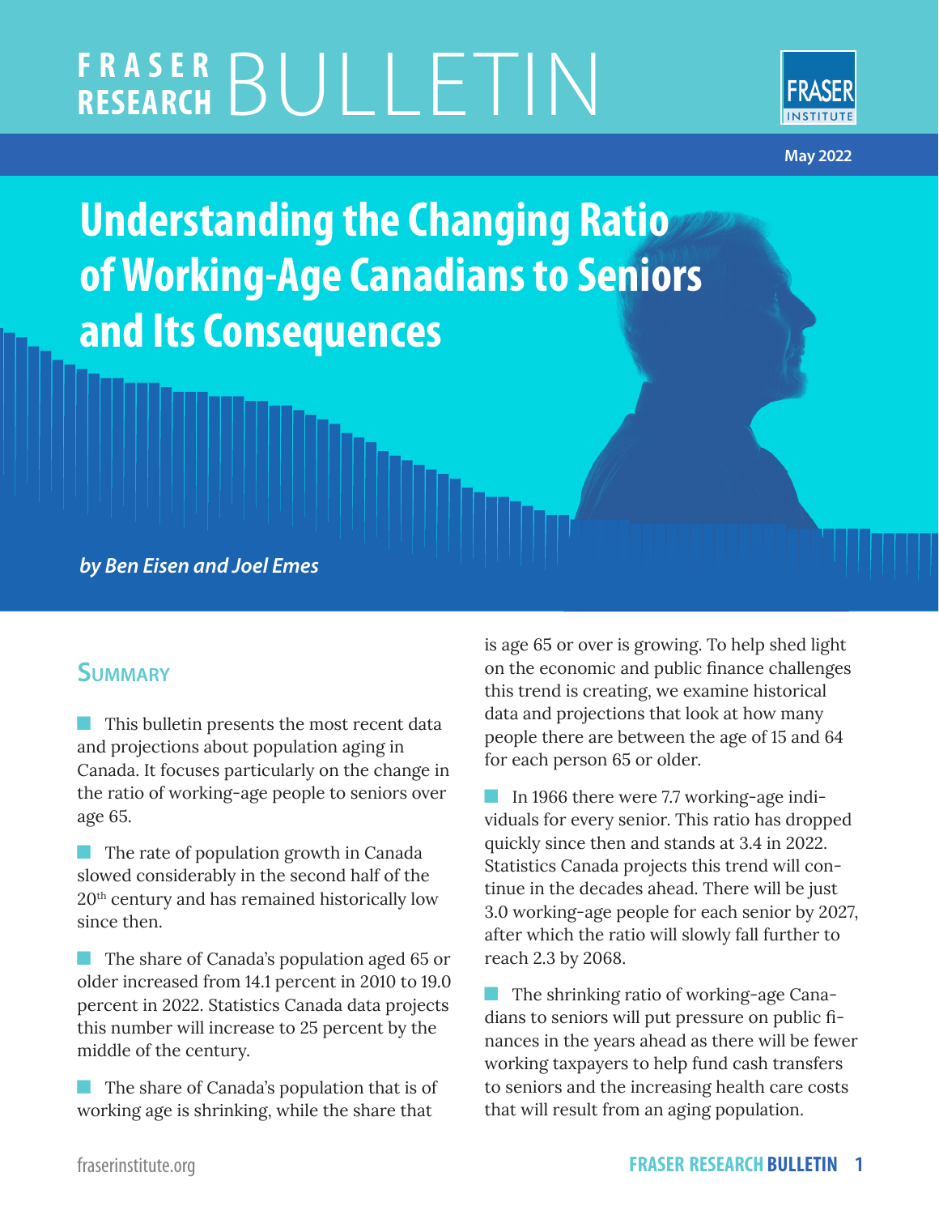# FRASER RESEARCH BULLETIN

May 2022

# Understanding the Changing Ratio of Working-Age Canadians to Seniors and Its Consequences

***by Ben Eisen and Joel Emes***

## Summary

- This bulletin presents the most recent data and projections about population aging in Canada. It focuses particularly on the change in the ratio of working-age people to seniors over age 65.

- The rate of population growth in Canada slowed considerably in the second half of the 20th century and has remained historically low since then.

- The share of Canada's population aged 65 or older increased from 14.1 percent in 2010 to 19.0 percent in 2022. Statistics Canada data projects this number will increase to 25 percent by the middle of the century.

- The share of Canada's population that is of working age is shrinking, while the share that is age 65 or over is growing. To help shed light on the economic and public finance challenges this trend is creating, we examine historical data and projections that look at how many people there are between the age of 15 and 64 for each person 65 or older.

- In 1966 there were 7.7 working-age individuals for every senior. This ratio has dropped quickly since then and stands at 3.4 in 2022. Statistics Canada projects this trend will continue in the decades ahead. There will be just 3.0 working-age people for each senior by 2027, after which the ratio will slowly fall further to reach 2.3 by 2068.

- The shrinking ratio of working-age Canadians to seniors will put pressure on public finances in the years ahead as there will be fewer working taxpayers to help fund cash transfers to seniors and the increasing health care costs that will result from an aging population.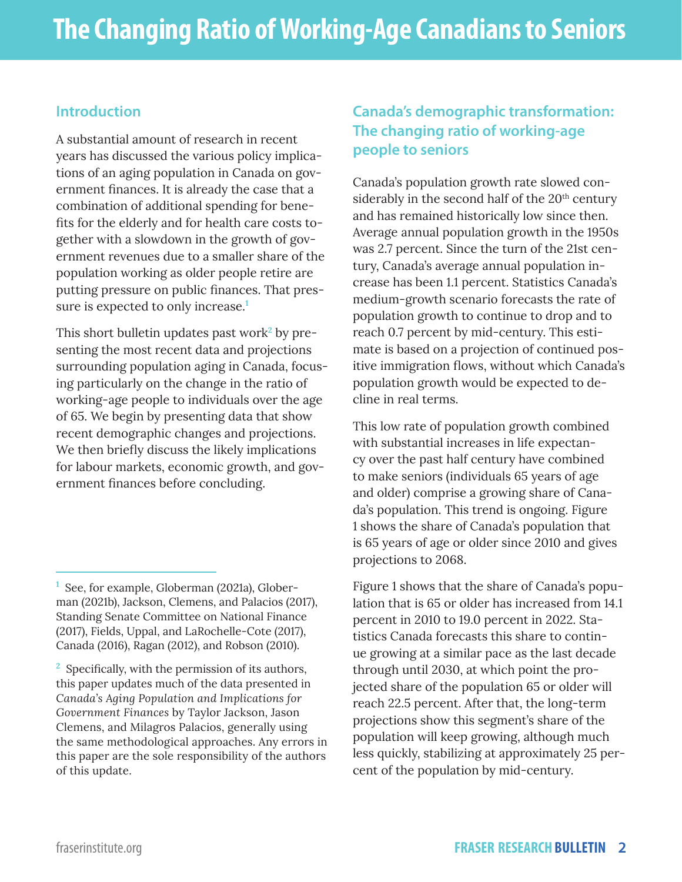# The Changing Ratio of Working-Age Canadians to Seniors

## Introduction

A substantial amount of research in recent years has discussed the various policy implications of an aging population in Canada on government finances. It is already the case that a combination of additional spending for benefits for the elderly and for health care costs together with a slowdown in the growth of government revenues due to a smaller share of the population working as older people retire are putting pressure on public finances. That pressure is expected to only increase.[1]

This short bulletin updates past work[2] by presenting the most recent data and projections surrounding population aging in Canada, focusing particularly on the change in the ratio of working-age people to individuals over the age of 65. We begin by presenting data that show recent demographic changes and projections. We then briefly discuss the likely implications for labour markets, economic growth, and government finances before concluding.

## Canada's demographic transformation: The changing ratio of working-age people to seniors

Canada's population growth rate slowed considerably in the second half of the 20th century and has remained historically low since then. Average annual population growth in the 1950s was 2.7 percent. Since the turn of the 21st century, Canada's average annual population increase has been 1.1 percent. Statistics Canada's medium-growth scenario forecasts the rate of population growth to continue to drop and to reach 0.7 percent by mid-century. This estimate is based on a projection of continued positive immigration flows, without which Canada's population growth would be expected to decline in real terms.

This low rate of population growth combined with substantial increases in life expectancy over the past half century have combined to make seniors (individuals 65 years of age and older) comprise a growing share of Canada's population. This trend is ongoing. Figure 1 shows the share of Canada's population that is 65 years of age or older since 2010 and gives projections to 2068.

Figure 1 shows that the share of Canada's population that is 65 or older has increased from 14.1 percent in 2010 to 19.0 percent in 2022. Statistics Canada forecasts this share to continue growing at a similar pace as the last decade through until 2030, at which point the projected share of the population 65 or older will reach 22.5 percent. After that, the long-term projections show this segment's share of the population will keep growing, although much less quickly, stabilizing at approximately 25 percent of the population by mid-century.

---

[1] See, for example, Globerman (2021a), Globerman (2021b), Jackson, Clemens, and Palacios (2017), Standing Senate Committee on National Finance (2017), Fields, Uppal, and LaRochelle-Cote (2017), Canada (2016), Ragan (2012), and Robson (2010).

[2] Specifically, with the permission of its authors, this paper updates much of the data presented in *Canada's Aging Population and Implications for Government Finances* by Taylor Jackson, Jason Clemens, and Milagros Palacios, generally using the same methodological approaches. Any errors in this paper are the sole responsibility of the authors of this update.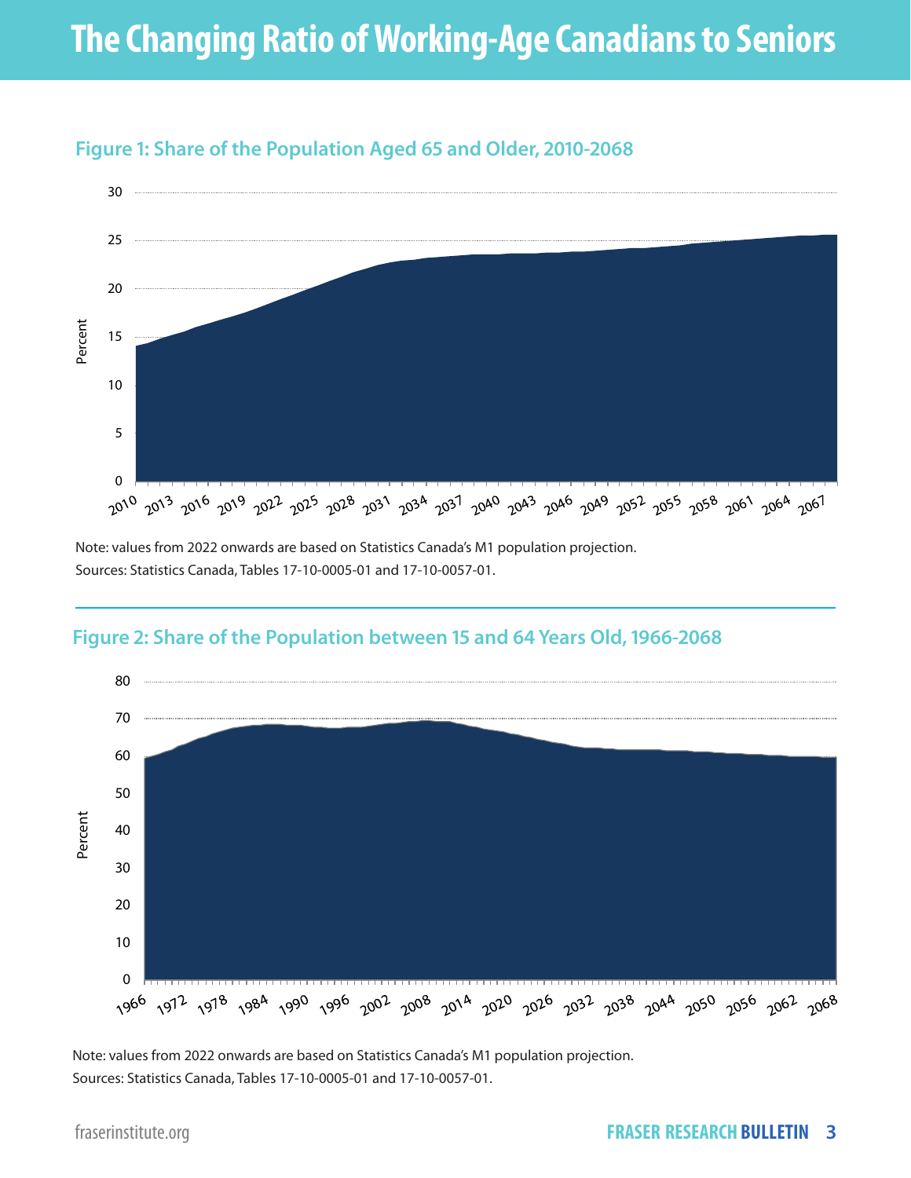# The Changing Ratio of Working-Age Canadians to Seniors

### Figure 1: Share of the Population Aged 65 and Older, 2010-2068

Note: values from 2022 onwards are based on Statistics Canada's M1 population projection.
Sources: Statistics Canada, Tables 17-10-0005-01 and 17-10-0057-01.

### Figure 2: Share of the Population between 15 and 64 Years Old, 1966-2068

Note: values from 2022 onwards are based on Statistics Canada's M1 population projection.
Sources: Statistics Canada, Tables 17-10-0005-01 and 17-10-0057-01.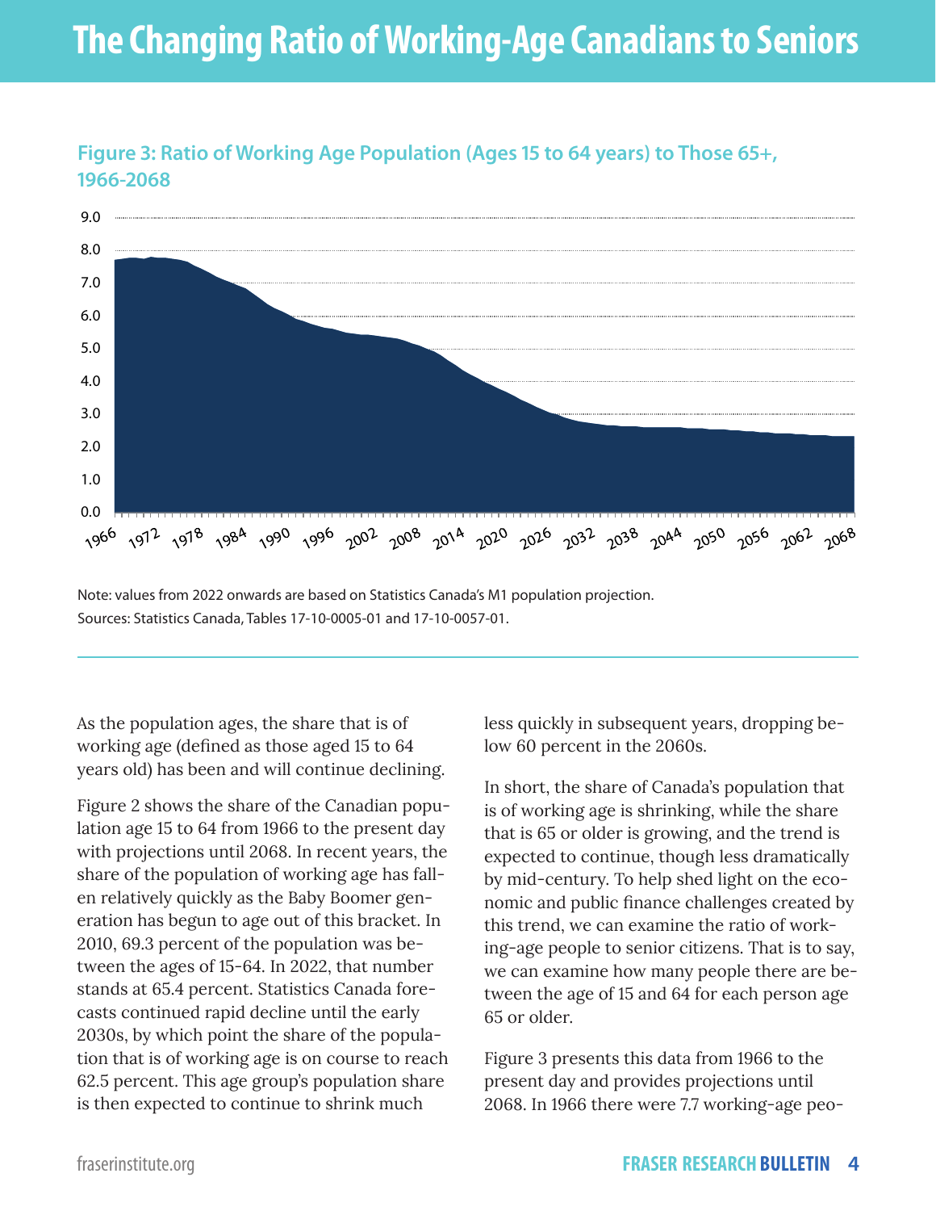# The Changing Ratio of Working-Age Canadians to Seniors

**Figure 3: Ratio of Working Age Population (Ages 15 to 64 years) to Those 65+, 1966-2068**

Note: values from 2022 onwards are based on Statistics Canada's M1 population projection.
Sources: Statistics Canada, Tables 17-10-0005-01 and 17-10-0057-01.

As the population ages, the share that is of working age (defined as those aged 15 to 64 years old) has been and will continue declining.

Figure 2 shows the share of the Canadian population age 15 to 64 from 1966 to the present day with projections until 2068. In recent years, the share of the population of working age has fallen relatively quickly as the Baby Boomer generation has begun to age out of this bracket. In 2010, 69.3 percent of the population was between the ages of 15-64. In 2022, that number stands at 65.4 percent. Statistics Canada forecasts continued rapid decline until the early 2030s, by which point the share of the population that is of working age is on course to reach 62.5 percent. This age group's population share is then expected to continue to shrink much less quickly in subsequent years, dropping below 60 percent in the 2060s.

In short, the share of Canada's population that is of working age is shrinking, while the share that is 65 or older is growing, and the trend is expected to continue, though less dramatically by mid-century. To help shed light on the economic and public finance challenges created by this trend, we can examine the ratio of working-age people to senior citizens. That is to say, we can examine how many people there are between the age of 15 and 64 for each person age 65 or older.

Figure 3 presents this data from 1966 to the present day and provides projections until 2068. In 1966 there were 7.7 working-age peo-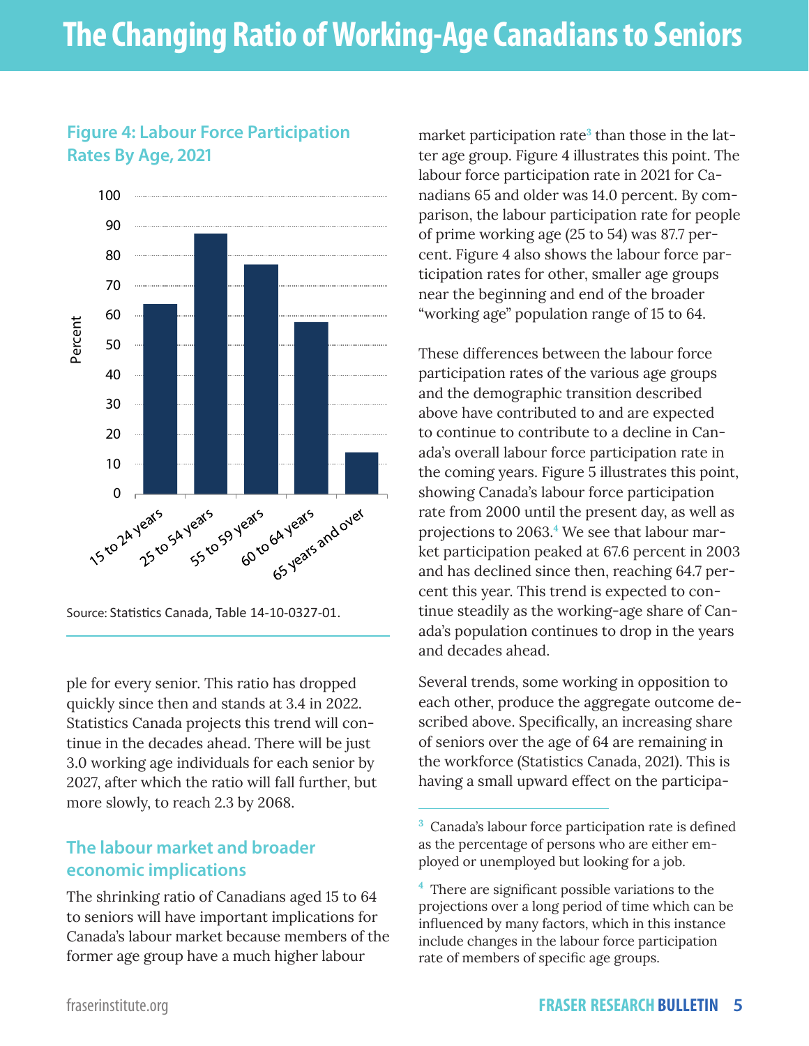# The Changing Ratio of Working-Age Canadians to Seniors

### Figure 4: Labour Force Participation Rates By Age, 2021

Source: Statistics Canada, Table 14-10-0327-01.

ple for every senior. This ratio has dropped quickly since then and stands at 3.4 in 2022. Statistics Canada projects this trend will continue in the decades ahead. There will be just 3.0 working age individuals for each senior by 2027, after which the ratio will fall further, but more slowly, to reach 2.3 by 2068.

## The labour market and broader economic implications

The shrinking ratio of Canadians aged 15 to 64 to seniors will have important implications for Canada's labour market because members of the former age group have a much higher labour market participation rate[3] than those in the latter age group. Figure 4 illustrates this point. The labour force participation rate in 2021 for Canadians 65 and older was 14.0 percent. By comparison, the labour participation rate for people of prime working age (25 to 54) was 87.7 percent. Figure 4 also shows the labour force participation rates for other, smaller age groups near the beginning and end of the broader "working age" population range of 15 to 64.

These differences between the labour force participation rates of the various age groups and the demographic transition described above have contributed to and are expected to continue to contribute to a decline in Canada's overall labour force participation rate in the coming years. Figure 5 illustrates this point, showing Canada's labour force participation rate from 2000 until the present day, as well as projections to 2063.[4] We see that labour market participation peaked at 67.6 percent in 2003 and has declined since then, reaching 64.7 percent this year. This trend is expected to continue steadily as the working-age share of Canada's population continues to drop in the years and decades ahead.

Several trends, some working in opposition to each other, produce the aggregate outcome described above. Specifically, an increasing share of seniors over the age of 64 are remaining in the workforce (Statistics Canada, 2021). This is having a small upward effect on the participa-

[3] Canada's labour force participation rate is defined as the percentage of persons who are either employed or unemployed but looking for a job.

[4] There are significant possible variations to the projections over a long period of time which can be influenced by many factors, which in this instance include changes in the labour force participation rate of members of specific age groups.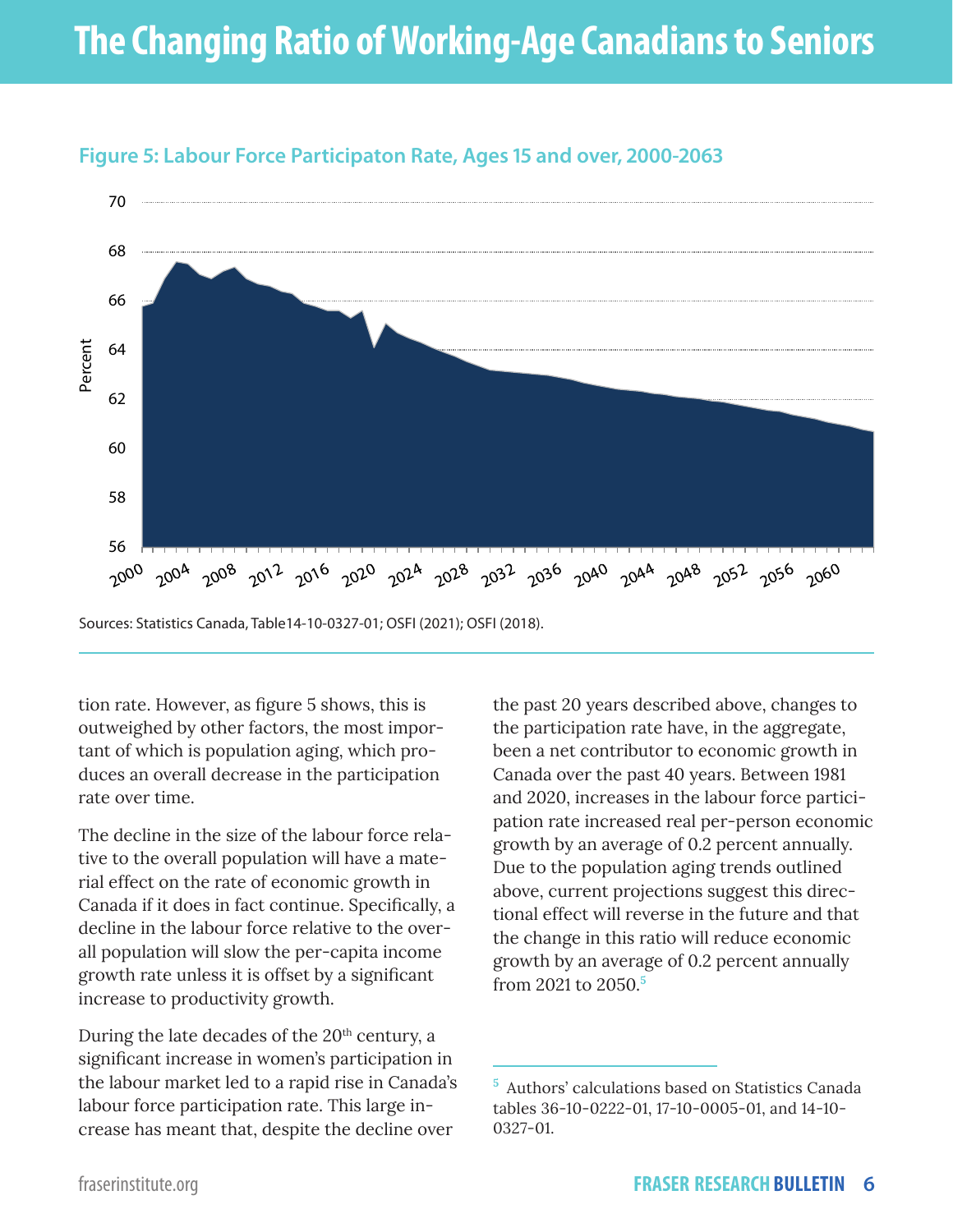# The Changing Ratio of Working-Age Canadians to Seniors

**Figure 5: Labour Force Participaton Rate, Ages 15 and over, 2000-2063**

Sources: Statistics Canada, Table14-10-0327-01; OSFI (2021); OSFI (2018).

tion rate. However, as figure 5 shows, this is outweighed by other factors, the most important of which is population aging, which produces an overall decrease in the participation rate over time.

The decline in the size of the labour force relative to the overall population will have a material effect on the rate of economic growth in Canada if it does in fact continue. Specifically, a decline in the labour force relative to the overall population will slow the per-capita income growth rate unless it is offset by a significant increase to productivity growth.

During the late decades of the 20th century, a significant increase in women's participation in the labour market led to a rapid rise in Canada's labour force participation rate. This large increase has meant that, despite the decline over the past 20 years described above, changes to the participation rate have, in the aggregate, been a net contributor to economic growth in Canada over the past 40 years. Between 1981 and 2020, increases in the labour force participation rate increased real per-person economic growth by an average of 0.2 percent annually. Due to the population aging trends outlined above, current projections suggest this directional effect will reverse in the future and that the change in this ratio will reduce economic growth by an average of 0.2 percent annually from 2021 to 2050.[5]

[5] Authors' calculations based on Statistics Canada tables 36-10-0222-01, 17-10-0005-01, and 14-10-0327-01.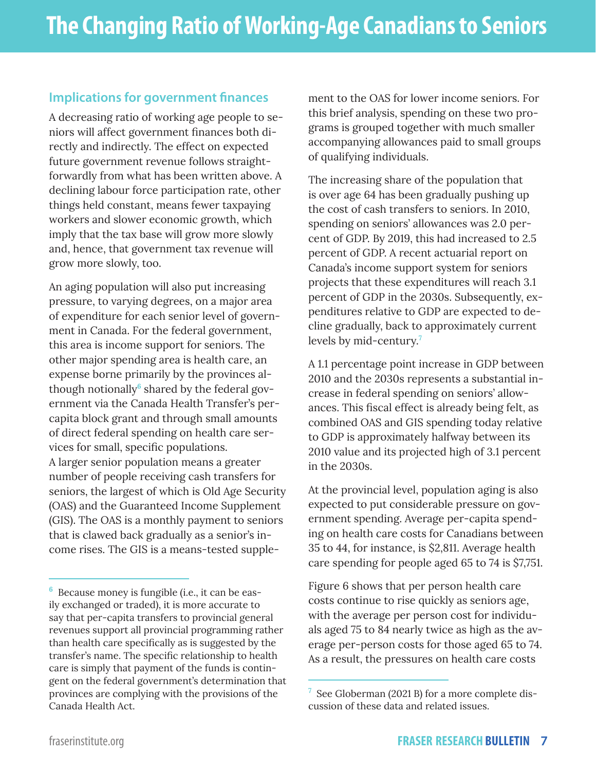### Implications for government finances

A decreasing ratio of working age people to seniors will affect government finances both directly and indirectly. The effect on expected future government revenue follows straightforwardly from what has been written above. A declining labour force participation rate, other things held constant, means fewer taxpaying workers and slower economic growth, which imply that the tax base will grow more slowly and, hence, that government tax revenue will grow more slowly, too.

An aging population will also put increasing pressure, to varying degrees, on a major area of expenditure for each senior level of government in Canada. For the federal government, this area is income support for seniors. The other major spending area is health care, an expense borne primarily by the provinces although notionally[6] shared by the federal government via the Canada Health Transfer's per-capita block grant and through small amounts of direct federal spending on health care services for small, specific populations.

A larger senior population means a greater number of people receiving cash transfers for seniors, the largest of which is Old Age Security (OAS) and the Guaranteed Income Supplement (GIS). The OAS is a monthly payment to seniors that is clawed back gradually as a senior's income rises. The GIS is a means-tested supplement to the OAS for lower income seniors. For this brief analysis, spending on these two programs is grouped together with much smaller accompanying allowances paid to small groups of qualifying individuals.

The increasing share of the population that is over age 64 has been gradually pushing up the cost of cash transfers to seniors. In 2010, spending on seniors' allowances was 2.0 percent of GDP. By 2019, this had increased to 2.5 percent of GDP. A recent actuarial report on Canada's income support system for seniors projects that these expenditures will reach 3.1 percent of GDP in the 2030s. Subsequently, expenditures relative to GDP are expected to decline gradually, back to approximately current levels by mid-century.[7]

A 1.1 percentage point increase in GDP between 2010 and the 2030s represents a substantial increase in federal spending on seniors' allowances. This fiscal effect is already being felt, as combined OAS and GIS spending today relative to GDP is approximately halfway between its 2010 value and its projected high of 3.1 percent in the 2030s.

At the provincial level, population aging is also expected to put considerable pressure on government spending. Average per-capita spending on health care costs for Canadians between 35 to 44, for instance, is $2,811. Average health care spending for people aged 65 to 74 is $7,751.

Figure 6 shows that per person health care costs continue to rise quickly as seniors age, with the average per person cost for individuals aged 75 to 84 nearly twice as high as the average per-person costs for those aged 65 to 74. As a result, the pressures on health care costs

---

[6] Because money is fungible (i.e., it can be easily exchanged or traded), it is more accurate to say that per-capita transfers to provincial general revenues support all provincial programming rather than health care specifically as is suggested by the transfer's name. The specific relationship to health care is simply that payment of the funds is contingent on the federal government's determination that provinces are complying with the provisions of the Canada Health Act.

[7] See Globerman (2021 B) for a more complete discussion of these data and related issues.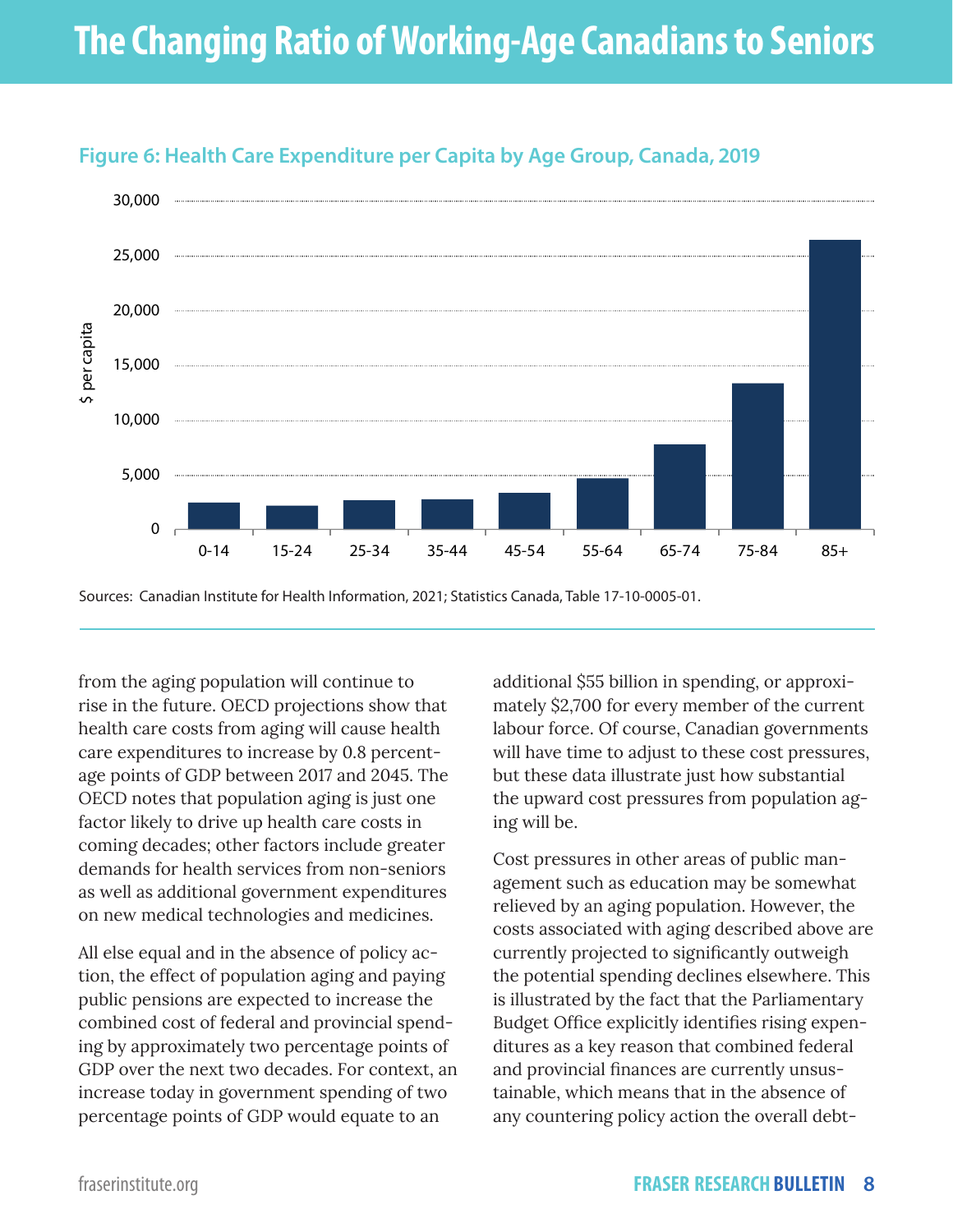# The Changing Ratio of Working-Age Canadians to Seniors

**Figure 6: Health Care Expenditure per Capita by Age Group, Canada, 2019**

Sources: Canadian Institute for Health Information, 2021; Statistics Canada, Table 17-10-0005-01.

from the aging population will continue to rise in the future. OECD projections show that health care costs from aging will cause health care expenditures to increase by 0.8 percentage points of GDP between 2017 and 2045. The OECD notes that population aging is just one factor likely to drive up health care costs in coming decades; other factors include greater demands for health services from non-seniors as well as additional government expenditures on new medical technologies and medicines.

All else equal and in the absence of policy action, the effect of population aging and paying public pensions are expected to increase the combined cost of federal and provincial spending by approximately two percentage points of GDP over the next two decades. For context, an increase today in government spending of two percentage points of GDP would equate to an additional $55 billion in spending, or approximately $2,700 for every member of the current labour force. Of course, Canadian governments will have time to adjust to these cost pressures, but these data illustrate just how substantial the upward cost pressures from population aging will be.

Cost pressures in other areas of public management such as education may be somewhat relieved by an aging population. However, the costs associated with aging described above are currently projected to significantly outweigh the potential spending declines elsewhere. This is illustrated by the fact that the Parliamentary Budget Office explicitly identifies rising expenditures as a key reason that combined federal and provincial finances are currently unsustainable, which means that in the absence of any countering policy action the overall debt-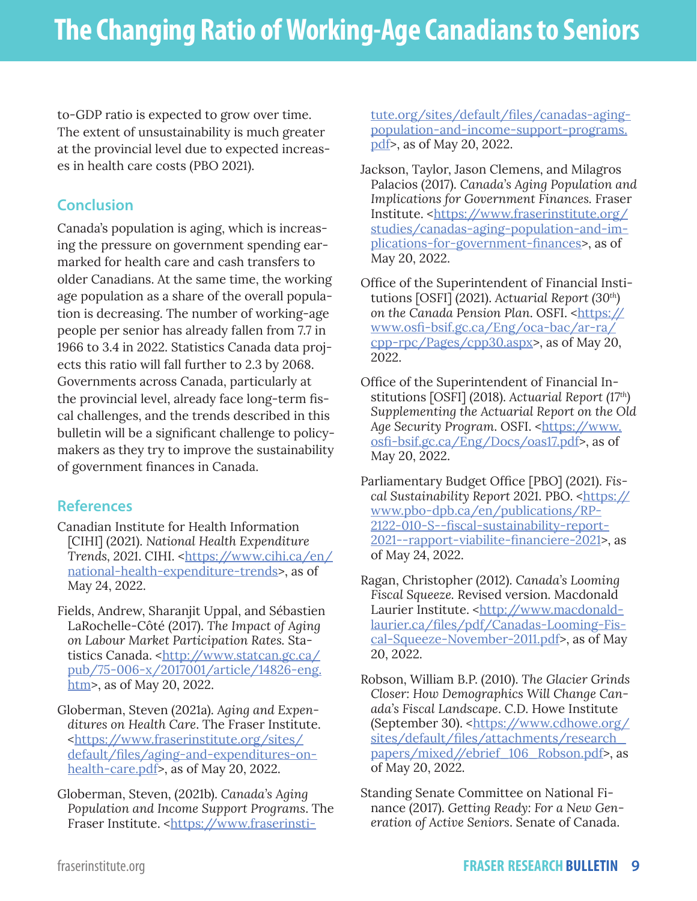to-GDP ratio is expected to grow over time. The extent of unsustainability is much greater at the provincial level due to expected increases in health care costs (PBO 2021).

## Conclusion

Canada's population is aging, which is increasing the pressure on government spending earmarked for health care and cash transfers to older Canadians. At the same time, the working age population as a share of the overall population is decreasing. The number of working-age people per senior has already fallen from 7.7 in 1966 to 3.4 in 2022. Statistics Canada data projects this ratio will fall further to 2.3 by 2068. Governments across Canada, particularly at the provincial level, already face long-term fiscal challenges, and the trends described in this bulletin will be a significant challenge to policymakers as they try to improve the sustainability of government finances in Canada.

## References

Canadian Institute for Health Information [CIHI] (2021). *National Health Expenditure Trends*, 2021. CIHI. <https://www.cihi.ca/en/national-health-expenditure-trends>, as of May 24, 2022.

Fields, Andrew, Sharanjit Uppal, and Sébastien LaRochelle-Côté (2017). *The Impact of Aging on Labour Market Participation Rates*. Statistics Canada. <http://www.statcan.gc.ca/pub/75-006-x/2017001/article/14826-eng.htm>, as of May 20, 2022.

Globerman, Steven (2021a). *Aging and Expenditures on Health Care*. The Fraser Institute. <https://www.fraserinstitute.org/sites/default/files/aging-and-expenditures-on-health-care.pdf>, as of May 20, 2022.

Globerman, Steven, (2021b). *Canada's Aging Population and Income Support Programs*. The Fraser Institute. <https://www.fraserinstitute.org/sites/default/files/canadas-aging-population-and-income-support-programs.pdf>, as of May 20, 2022.

Jackson, Taylor, Jason Clemens, and Milagros Palacios (2017). *Canada's Aging Population and Implications for Government Finances*. Fraser Institute. <https://www.fraserinstitute.org/studies/canadas-aging-population-and-implications-for-government-finances>, as of May 20, 2022.

Office of the Superintendent of Financial Institutions [OSFI] (2021). *Actuarial Report (30th) on the Canada Pension Plan*. OSFI. <https://www.osfi-bsif.gc.ca/Eng/oca-bac/ar-ra/cpp-rpc/Pages/cpp30.aspx>, as of May 20, 2022.

Office of the Superintendent of Financial Institutions [OSFI] (2018). *Actuarial Report (17th) Supplementing the Actuarial Report on the Old Age Security Program*. OSFI. <https://www.osfi-bsif.gc.ca/Eng/Docs/oas17.pdf>, as of May 20, 2022.

Parliamentary Budget Office [PBO] (2021). *Fiscal Sustainability Report 2021*. PBO. <https://www.pbo-dpb.ca/en/publications/RP-2122-010-S--fiscal-sustainability-report-2021--rapport-viabilite-financiere-2021>, as of May 24, 2022.

Ragan, Christopher (2012). *Canada's Looming Fiscal Squeeze*. Revised version. Macdonald Laurier Institute. <http://www.macdonald-laurier.ca/files/pdf/Canadas-Looming-Fiscal-Squeeze-November-2011.pdf>, as of May 20, 2022.

Robson, William B.P. (2010). *The Glacier Grinds Closer: How Demographics Will Change Canada's Fiscal Landscape*. C.D. Howe Institute (September 30). <https://www.cdhowe.org/sites/default/files/attachments/research_papers/mixed//ebrief_106_Robson.pdf>, as of May 20, 2022.

Standing Senate Committee on National Finance (2017). *Getting Ready: For a New Generation of Active Seniors*. Senate of Canada.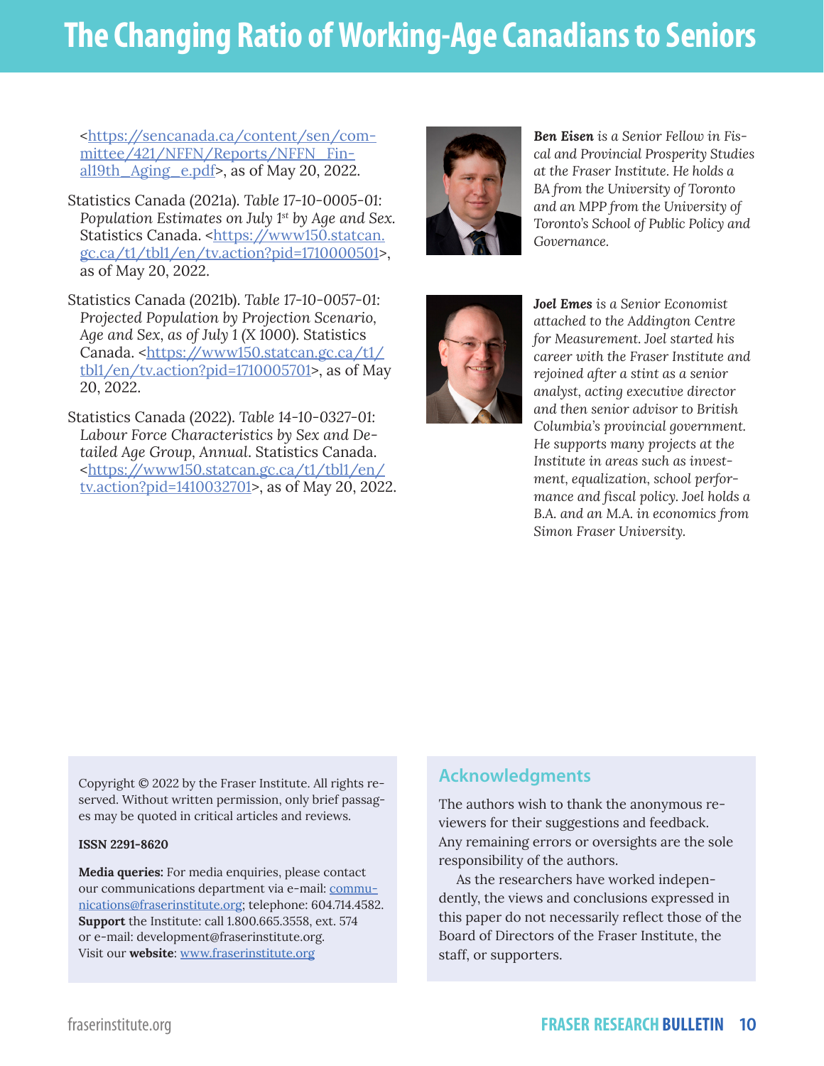<https://sencanada.ca/content/sen/committee/421/NFFN/Reports/NFFN_Final19th_Aging_e.pdf>, as of May 20, 2022.

Statistics Canada (2021a). *Table 17-10-0005-01: Population Estimates on July 1st by Age and Sex.* Statistics Canada. <https://www150.statcan.gc.ca/t1/tbl1/en/tv.action?pid=1710000501>, as of May 20, 2022.

Statistics Canada (2021b). *Table 17-10-0057-01: Projected Population by Projection Scenario, Age and Sex, as of July 1 (X 1000).* Statistics Canada. <https://www150.statcan.gc.ca/t1/tbl1/en/tv.action?pid=1710005701>, as of May 20, 2022.

Statistics Canada (2022). *Table 14-10-0327-01: Labour Force Characteristics by Sex and Detailed Age Group, Annual.* Statistics Canada. <https://www150.statcan.gc.ca/t1/tbl1/en/tv.action?pid=1410032701>, as of May 20, 2022.

***Ben Eisen*** *is a Senior Fellow in Fiscal and Provincial Prosperity Studies at the Fraser Institute. He holds a BA from the University of Toronto and an MPP from the University of Toronto's School of Public Policy and Governance.*

***Joel Emes*** *is a Senior Economist attached to the Addington Centre for Measurement. Joel started his career with the Fraser Institute and rejoined after a stint as a senior analyst, acting executive director and then senior advisor to British Columbia's provincial government. He supports many projects at the Institute in areas such as investment, equalization, school performance and fiscal policy. Joel holds a B.A. and an M.A. in economics from Simon Fraser University.*

Copyright © 2022 by the Fraser Institute. All rights reserved. Without written permission, only brief passages may be quoted in critical articles and reviews.

**ISSN 2291-8620**

**Media queries:** For media enquiries, please contact our communications department via e-mail: communications@fraserinstitute.org; telephone: 604.714.4582. **Support** the Institute: call 1.800.665.3558, ext. 574 or e-mail: development@fraserinstitute.org. Visit our **website**: www.fraserinstitute.org

## Acknowledgments

The authors wish to thank the anonymous reviewers for their suggestions and feedback. Any remaining errors or oversights are the sole responsibility of the authors.

As the researchers have worked independently, the views and conclusions expressed in this paper do not necessarily reflect those of the Board of Directors of the Fraser Institute, the staff, or supporters.